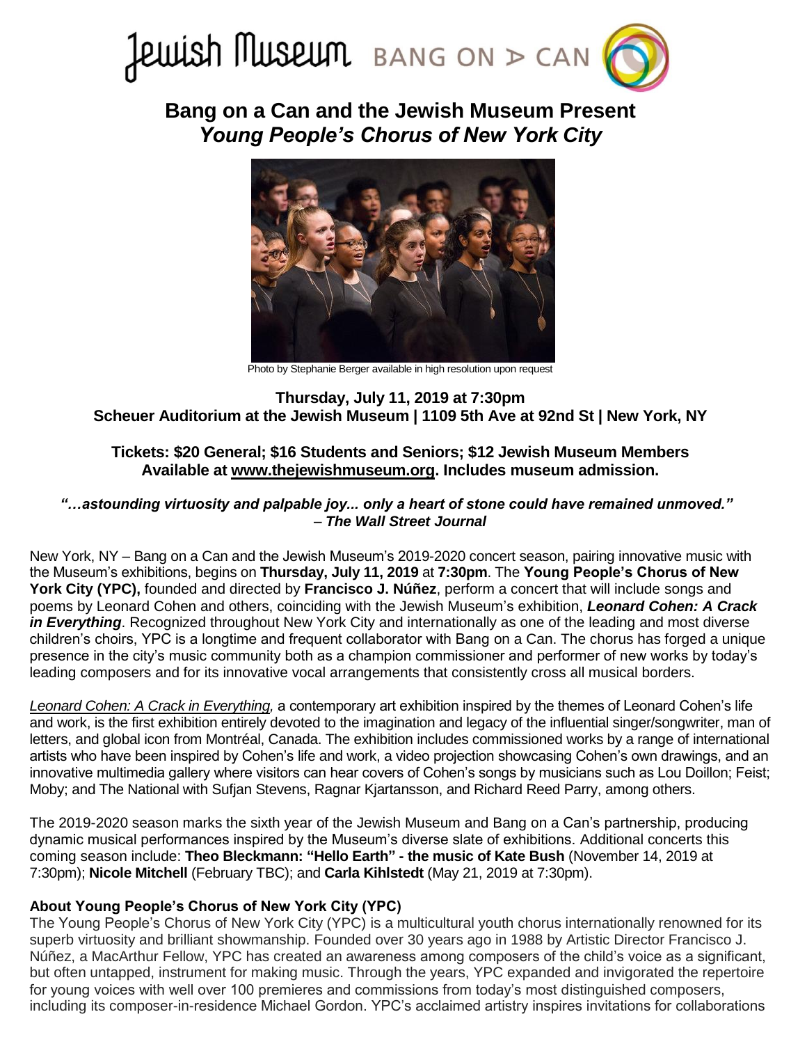Jewish Museum BANG ON A CAN

# Bang on a Can and the Jewish Museum Present *Young People's Chorus of New York City*

Photo by Stephanie Berger available in high resolution upon request

**Thursday, July 11, 2019 at 7:30pm**
**Scheuer Auditorium at the Jewish Museum | 1109 5th Ave at 92nd St | New York, NY**

**Tickets: $20 General; $16 Students and Seniors; $12 Jewish Museum Members**
**Available at www.thejewishmuseum.org. Includes museum admission.**

***"…astounding virtuosity and palpable joy... only a heart of stone could have remained unmoved."***
***– The Wall Street Journal***

New York, NY – Bang on a Can and the Jewish Museum's 2019-2020 concert season, pairing innovative music with the Museum's exhibitions, begins on **Thursday, July 11, 2019** at **7:30pm**. The **Young People's Chorus of New York City (YPC),** founded and directed by **Francisco J. Núñez**, perform a concert that will include songs and poems by Leonard Cohen and others, coinciding with the Jewish Museum's exhibition, ***Leonard Cohen: A Crack in Everything***. Recognized throughout New York City and internationally as one of the leading and most diverse children's choirs, YPC is a longtime and frequent collaborator with Bang on a Can. The chorus has forged a unique presence in the city's music community both as a champion commissioner and performer of new works by today's leading composers and for its innovative vocal arrangements that consistently cross all musical borders.

*Leonard Cohen: A Crack in Everything,* a contemporary art exhibition inspired by the themes of Leonard Cohen's life and work, is the first exhibition entirely devoted to the imagination and legacy of the influential singer/songwriter, man of letters, and global icon from Montréal, Canada. The exhibition includes commissioned works by a range of international artists who have been inspired by Cohen's life and work, a video projection showcasing Cohen's own drawings, and an innovative multimedia gallery where visitors can hear covers of Cohen's songs by musicians such as Lou Doillon; Feist; Moby; and The National with Sufjan Stevens, Ragnar Kjartansson, and Richard Reed Parry, among others.

The 2019-2020 season marks the sixth year of the Jewish Museum and Bang on a Can's partnership, producing dynamic musical performances inspired by the Museum's diverse slate of exhibitions. Additional concerts this coming season include: **Theo Bleckmann: "Hello Earth" - the music of Kate Bush** (November 14, 2019 at 7:30pm); **Nicole Mitchell** (February TBC); and **Carla Kihlstedt** (May 21, 2019 at 7:30pm).

**About Young People's Chorus of New York City (YPC)**

The Young People's Chorus of New York City (YPC) is a multicultural youth chorus internationally renowned for its superb virtuosity and brilliant showmanship. Founded over 30 years ago in 1988 by Artistic Director Francisco J. Núñez, a MacArthur Fellow, YPC has created an awareness among composers of the child's voice as a significant, but often untapped, instrument for making music. Through the years, YPC expanded and invigorated the repertoire for young voices with well over 100 premieres and commissions from today's most distinguished composers, including its composer-in-residence Michael Gordon. YPC's acclaimed artistry inspires invitations for collaborations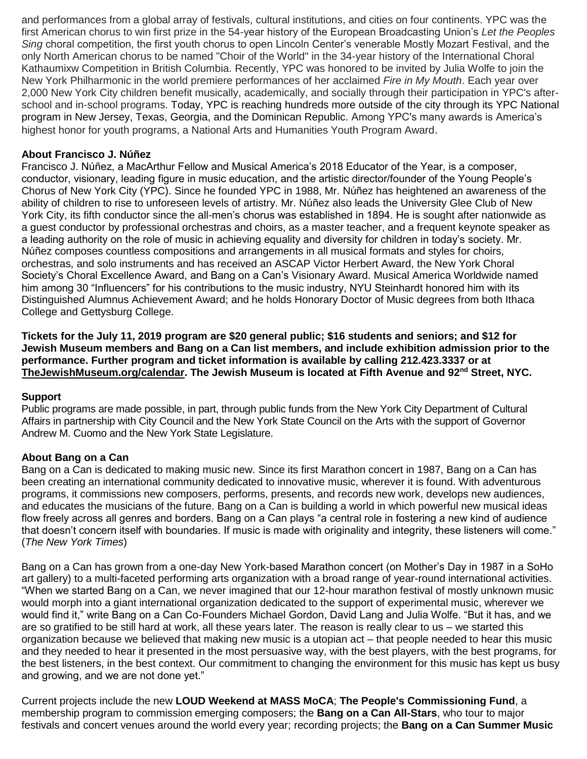and performances from a global array of festivals, cultural institutions, and cities on four continents. YPC was the first American chorus to win first prize in the 54-year history of the European Broadcasting Union's *Let the Peoples Sing* choral competition, the first youth chorus to open Lincoln Center's venerable Mostly Mozart Festival, and the only North American chorus to be named "Choir of the World" in the 34-year history of the International Choral Kathaumixw Competition in British Columbia. Recently, YPC was honored to be invited by Julia Wolfe to join the New York Philharmonic in the world premiere performances of her acclaimed *Fire in My Mouth*. Each year over 2,000 New York City children benefit musically, academically, and socially through their participation in YPC's after-school and in-school programs. Today, YPC is reaching hundreds more outside of the city through its YPC National program in New Jersey, Texas, Georgia, and the Dominican Republic. Among YPC's many awards is America's highest honor for youth programs, a National Arts and Humanities Youth Program Award.

**About Francisco J. Núñez**
Francisco J. Núñez, a MacArthur Fellow and Musical America's 2018 Educator of the Year, is a composer, conductor, visionary, leading figure in music education, and the artistic director/founder of the Young People's Chorus of New York City (YPC). Since he founded YPC in 1988, Mr. Núñez has heightened an awareness of the ability of children to rise to unforeseen levels of artistry. Mr. Núñez also leads the University Glee Club of New York City, its fifth conductor since the all-men's chorus was established in 1894. He is sought after nationwide as a guest conductor by professional orchestras and choirs, as a master teacher, and a frequent keynote speaker as a leading authority on the role of music in achieving equality and diversity for children in today's society. Mr. Núñez composes countless compositions and arrangements in all musical formats and styles for choirs, orchestras, and solo instruments and has received an ASCAP Victor Herbert Award, the New York Choral Society's Choral Excellence Award, and Bang on a Can's Visionary Award. Musical America Worldwide named him among 30 "Influencers" for his contributions to the music industry, NYU Steinhardt honored him with its Distinguished Alumnus Achievement Award; and he holds Honorary Doctor of Music degrees from both Ithaca College and Gettysburg College.

**Tickets for the July 11, 2019 program are $20 general public; $16 students and seniors; and $12 for Jewish Museum members and Bang on a Can list members, and include exhibition admission prior to the performance. Further program and ticket information is available by calling 212.423.3337 or at TheJewishMuseum.org/calendar. The Jewish Museum is located at Fifth Avenue and 92nd Street, NYC.**

**Support**
Public programs are made possible, in part, through public funds from the New York City Department of Cultural Affairs in partnership with City Council and the New York State Council on the Arts with the support of Governor Andrew M. Cuomo and the New York State Legislature.

**About Bang on a Can**
Bang on a Can is dedicated to making music new. Since its first Marathon concert in 1987, Bang on a Can has been creating an international community dedicated to innovative music, wherever it is found. With adventurous programs, it commissions new composers, performs, presents, and records new work, develops new audiences, and educates the musicians of the future. Bang on a Can is building a world in which powerful new musical ideas flow freely across all genres and borders. Bang on a Can plays "a central role in fostering a new kind of audience that doesn't concern itself with boundaries. If music is made with originality and integrity, these listeners will come." (*The New York Times*)

Bang on a Can has grown from a one-day New York-based Marathon concert (on Mother's Day in 1987 in a SoHo art gallery) to a multi-faceted performing arts organization with a broad range of year-round international activities. "When we started Bang on a Can, we never imagined that our 12-hour marathon festival of mostly unknown music would morph into a giant international organization dedicated to the support of experimental music, wherever we would find it," write Bang on a Can Co-Founders Michael Gordon, David Lang and Julia Wolfe. "But it has, and we are so gratified to be still hard at work, all these years later. The reason is really clear to us – we started this organization because we believed that making new music is a utopian act – that people needed to hear this music and they needed to hear it presented in the most persuasive way, with the best players, with the best programs, for the best listeners, in the best context. Our commitment to changing the environment for this music has kept us busy and growing, and we are not done yet."

Current projects include the new **LOUD Weekend at MASS MoCA**; **The People's Commissioning Fund**, a membership program to commission emerging composers; the **Bang on a Can All-Stars**, who tour to major festivals and concert venues around the world every year; recording projects; the **Bang on a Can Summer Music**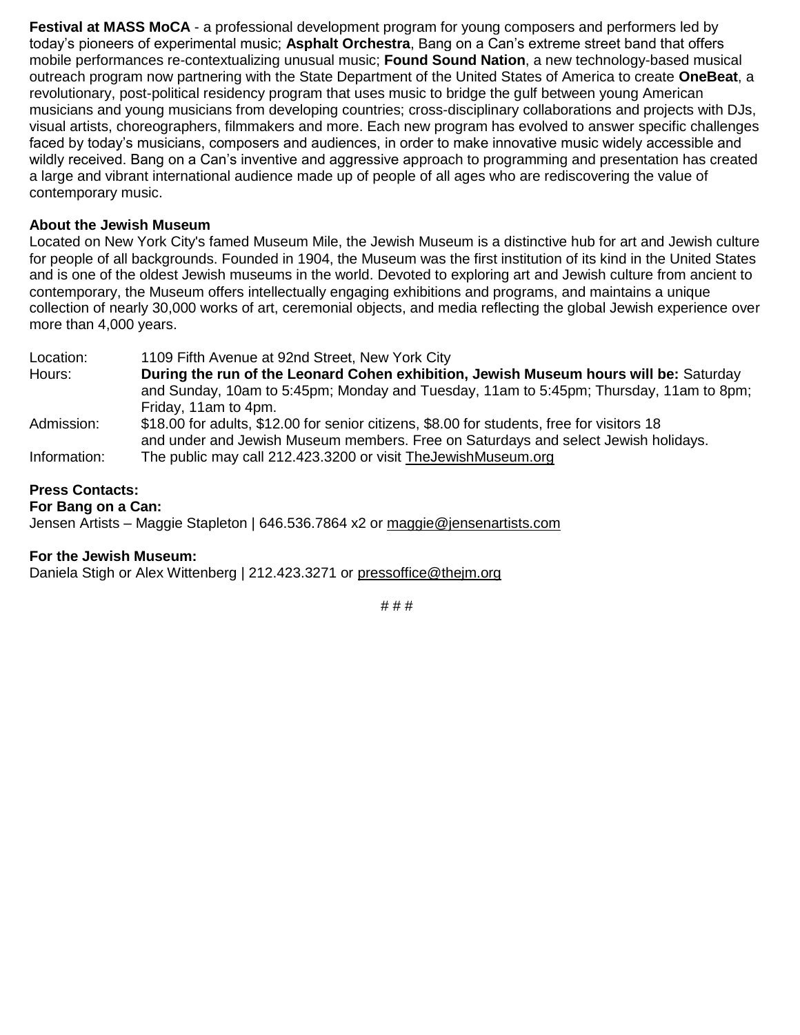**Festival at MASS MoCA** - a professional development program for young composers and performers led by today's pioneers of experimental music; **Asphalt Orchestra**, Bang on a Can's extreme street band that offers mobile performances re-contextualizing unusual music; **Found Sound Nation**, a new technology-based musical outreach program now partnering with the State Department of the United States of America to create **OneBeat**, a revolutionary, post-political residency program that uses music to bridge the gulf between young American musicians and young musicians from developing countries; cross-disciplinary collaborations and projects with DJs, visual artists, choreographers, filmmakers and more. Each new program has evolved to answer specific challenges faced by today's musicians, composers and audiences, in order to make innovative music widely accessible and wildly received. Bang on a Can's inventive and aggressive approach to programming and presentation has created a large and vibrant international audience made up of people of all ages who are rediscovering the value of contemporary music.

**About the Jewish Museum**

Located on New York City's famed Museum Mile, the Jewish Museum is a distinctive hub for art and Jewish culture for people of all backgrounds. Founded in 1904, the Museum was the first institution of its kind in the United States and is one of the oldest Jewish museums in the world. Devoted to exploring art and Jewish culture from ancient to contemporary, the Museum offers intellectually engaging exhibitions and programs, and maintains a unique collection of nearly 30,000 works of art, ceremonial objects, and media reflecting the global Jewish experience over more than 4,000 years.

| | |
|---|---|
| Location: | 1109 Fifth Avenue at 92nd Street, New York City |
| Hours: | **During the run of the Leonard Cohen exhibition, Jewish Museum hours will be:** Saturday and Sunday, 10am to 5:45pm; Monday and Tuesday, 11am to 5:45pm; Thursday, 11am to 8pm; Friday, 11am to 4pm. |
| Admission: | $18.00 for adults, $12.00 for senior citizens, $8.00 for students, free for visitors 18 and under and Jewish Museum members. Free on Saturdays and select Jewish holidays. |
| Information: | The public may call 212.423.3200 or visit TheJewishMuseum.org |

**Press Contacts:**

**For Bang on a Can:**

Jensen Artists – Maggie Stapleton | 646.536.7864 x2 or maggie@jensenartists.com

**For the Jewish Museum:**

Daniela Stigh or Alex Wittenberg | 212.423.3271 or pressoffice@thejm.org

# # #